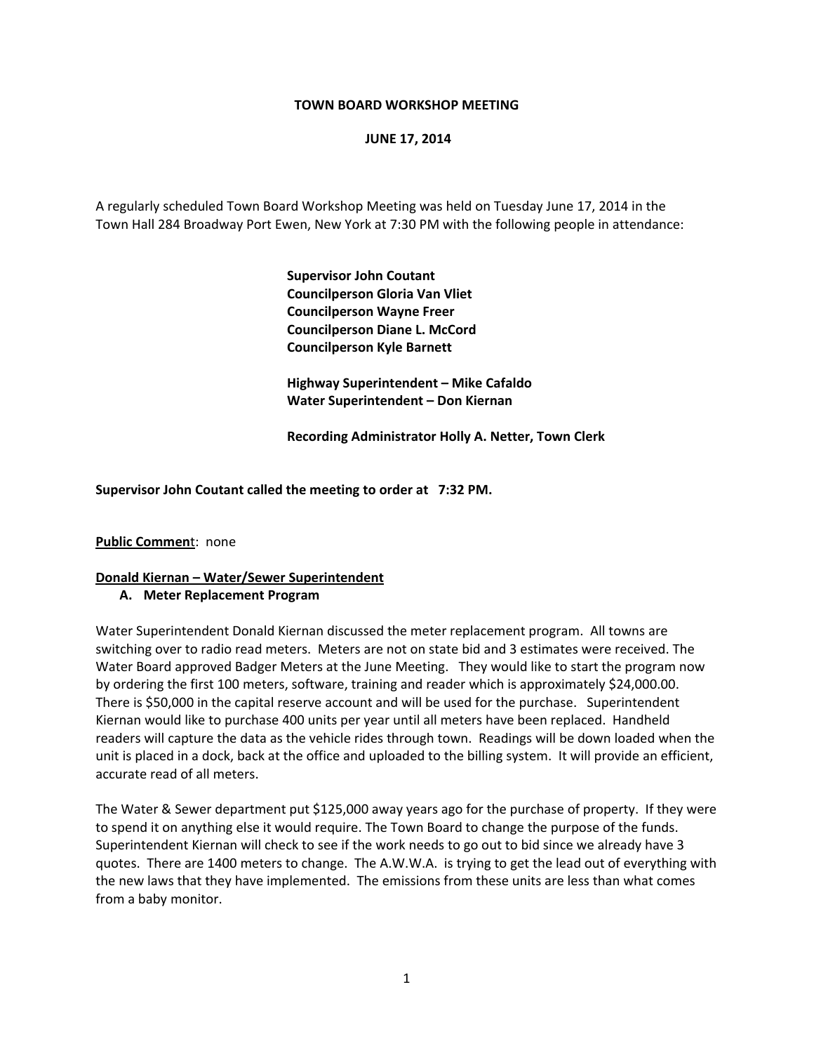**TOWN BOARD WORKSHOP MEETING**

**JUNE 17, 2014**

A regularly scheduled Town Board Workshop Meeting was held on Tuesday June 17, 2014 in the Town Hall 284 Broadway Port Ewen, New York at 7:30 PM with the following people in attendance:

**Supervisor John Coutant**
**Councilperson Gloria Van Vliet**
**Councilperson Wayne Freer**
**Councilperson Diane L. McCord**
**Councilperson Kyle Barnett**

**Highway Superintendent – Mike Cafaldo**
**Water Superintendent – Don Kiernan**

**Recording Administrator Holly A. Netter, Town Clerk**

**Supervisor John Coutant called the meeting to order at 7:32 PM.**

**Public Commen**t: none

**Donald Kiernan – Water/Sewer Superintendent**

**A. Meter Replacement Program**

Water Superintendent Donald Kiernan discussed the meter replacement program. All towns are switching over to radio read meters. Meters are not on state bid and 3 estimates were received. The Water Board approved Badger Meters at the June Meeting. They would like to start the program now by ordering the first 100 meters, software, training and reader which is approximately $24,000.00. There is $50,000 in the capital reserve account and will be used for the purchase. Superintendent Kiernan would like to purchase 400 units per year until all meters have been replaced. Handheld readers will capture the data as the vehicle rides through town. Readings will be down loaded when the unit is placed in a dock, back at the office and uploaded to the billing system. It will provide an efficient, accurate read of all meters.

The Water & Sewer department put $125,000 away years ago for the purchase of property. If they were to spend it on anything else it would require. The Town Board to change the purpose of the funds. Superintendent Kiernan will check to see if the work needs to go out to bid since we already have 3 quotes. There are 1400 meters to change. The A.W.W.A. is trying to get the lead out of everything with the new laws that they have implemented. The emissions from these units are less than what comes from a baby monitor.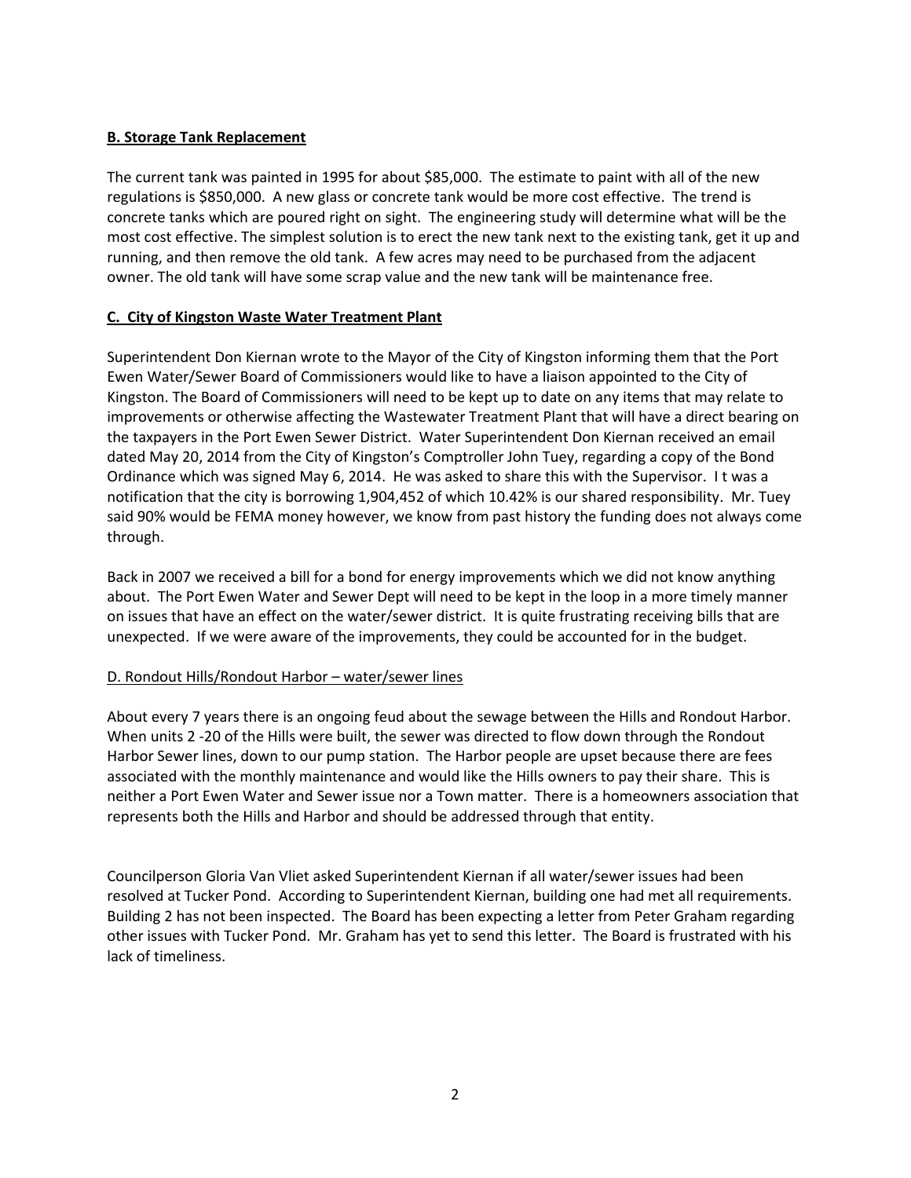**B. Storage Tank Replacement**

The current tank was painted in 1995 for about $85,000. The estimate to paint with all of the new regulations is $850,000. A new glass or concrete tank would be more cost effective. The trend is concrete tanks which are poured right on sight. The engineering study will determine what will be the most cost effective. The simplest solution is to erect the new tank next to the existing tank, get it up and running, and then remove the old tank. A few acres may need to be purchased from the adjacent owner. The old tank will have some scrap value and the new tank will be maintenance free.

**C. City of Kingston Waste Water Treatment Plant**

Superintendent Don Kiernan wrote to the Mayor of the City of Kingston informing them that the Port Ewen Water/Sewer Board of Commissioners would like to have a liaison appointed to the City of Kingston. The Board of Commissioners will need to be kept up to date on any items that may relate to improvements or otherwise affecting the Wastewater Treatment Plant that will have a direct bearing on the taxpayers in the Port Ewen Sewer District. Water Superintendent Don Kiernan received an email dated May 20, 2014 from the City of Kingston's Comptroller John Tuey, regarding a copy of the Bond Ordinance which was signed May 6, 2014. He was asked to share this with the Supervisor. I t was a notification that the city is borrowing 1,904,452 of which 10.42% is our shared responsibility. Mr. Tuey said 90% would be FEMA money however, we know from past history the funding does not always come through.

Back in 2007 we received a bill for a bond for energy improvements which we did not know anything about. The Port Ewen Water and Sewer Dept will need to be kept in the loop in a more timely manner on issues that have an effect on the water/sewer district. It is quite frustrating receiving bills that are unexpected. If we were aware of the improvements, they could be accounted for in the budget.

D. Rondout Hills/Rondout Harbor – water/sewer lines

About every 7 years there is an ongoing feud about the sewage between the Hills and Rondout Harbor. When units 2 -20 of the Hills were built, the sewer was directed to flow down through the Rondout Harbor Sewer lines, down to our pump station. The Harbor people are upset because there are fees associated with the monthly maintenance and would like the Hills owners to pay their share. This is neither a Port Ewen Water and Sewer issue nor a Town matter. There is a homeowners association that represents both the Hills and Harbor and should be addressed through that entity.

Councilperson Gloria Van Vliet asked Superintendent Kiernan if all water/sewer issues had been resolved at Tucker Pond. According to Superintendent Kiernan, building one had met all requirements. Building 2 has not been inspected. The Board has been expecting a letter from Peter Graham regarding other issues with Tucker Pond. Mr. Graham has yet to send this letter. The Board is frustrated with his lack of timeliness.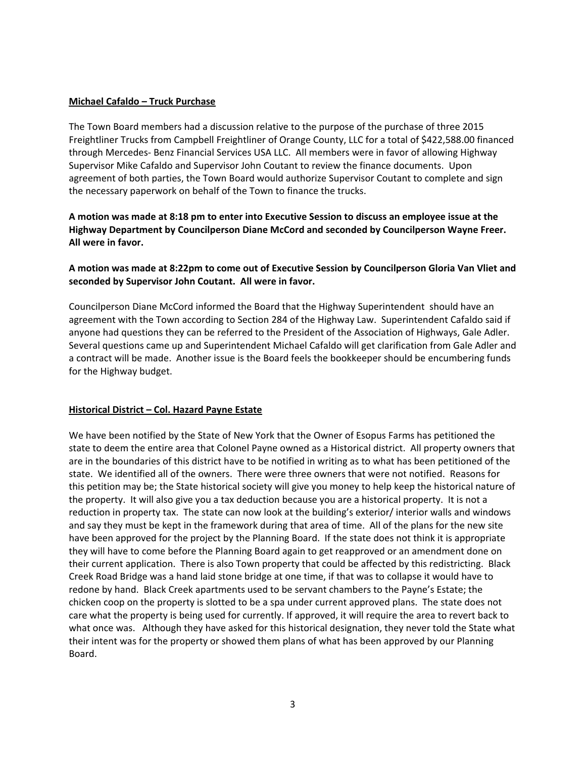**Michael Cafaldo – Truck Purchase**

The Town Board members had a discussion relative to the purpose of the purchase of three 2015 Freightliner Trucks from Campbell Freightliner of Orange County, LLC for a total of $422,588.00 financed through Mercedes- Benz Financial Services USA LLC. All members were in favor of allowing Highway Supervisor Mike Cafaldo and Supervisor John Coutant to review the finance documents. Upon agreement of both parties, the Town Board would authorize Supervisor Coutant to complete and sign the necessary paperwork on behalf of the Town to finance the trucks.

**A motion was made at 8:18 pm to enter into Executive Session to discuss an employee issue at the Highway Department by Councilperson Diane McCord and seconded by Councilperson Wayne Freer. All were in favor.**

**A motion was made at 8:22pm to come out of Executive Session by Councilperson Gloria Van Vliet and seconded by Supervisor John Coutant. All were in favor.**

Councilperson Diane McCord informed the Board that the Highway Superintendent should have an agreement with the Town according to Section 284 of the Highway Law. Superintendent Cafaldo said if anyone had questions they can be referred to the President of the Association of Highways, Gale Adler. Several questions came up and Superintendent Michael Cafaldo will get clarification from Gale Adler and a contract will be made. Another issue is the Board feels the bookkeeper should be encumbering funds for the Highway budget.

**Historical District – Col. Hazard Payne Estate**

We have been notified by the State of New York that the Owner of Esopus Farms has petitioned the state to deem the entire area that Colonel Payne owned as a Historical district. All property owners that are in the boundaries of this district have to be notified in writing as to what has been petitioned of the state. We identified all of the owners. There were three owners that were not notified. Reasons for this petition may be; the State historical society will give you money to help keep the historical nature of the property. It will also give you a tax deduction because you are a historical property. It is not a reduction in property tax. The state can now look at the building's exterior/ interior walls and windows and say they must be kept in the framework during that area of time. All of the plans for the new site have been approved for the project by the Planning Board. If the state does not think it is appropriate they will have to come before the Planning Board again to get reapproved or an amendment done on their current application. There is also Town property that could be affected by this redistricting. Black Creek Road Bridge was a hand laid stone bridge at one time, if that was to collapse it would have to redone by hand. Black Creek apartments used to be servant chambers to the Payne's Estate; the chicken coop on the property is slotted to be a spa under current approved plans. The state does not care what the property is being used for currently. If approved, it will require the area to revert back to what once was. Although they have asked for this historical designation, they never told the State what their intent was for the property or showed them plans of what has been approved by our Planning Board.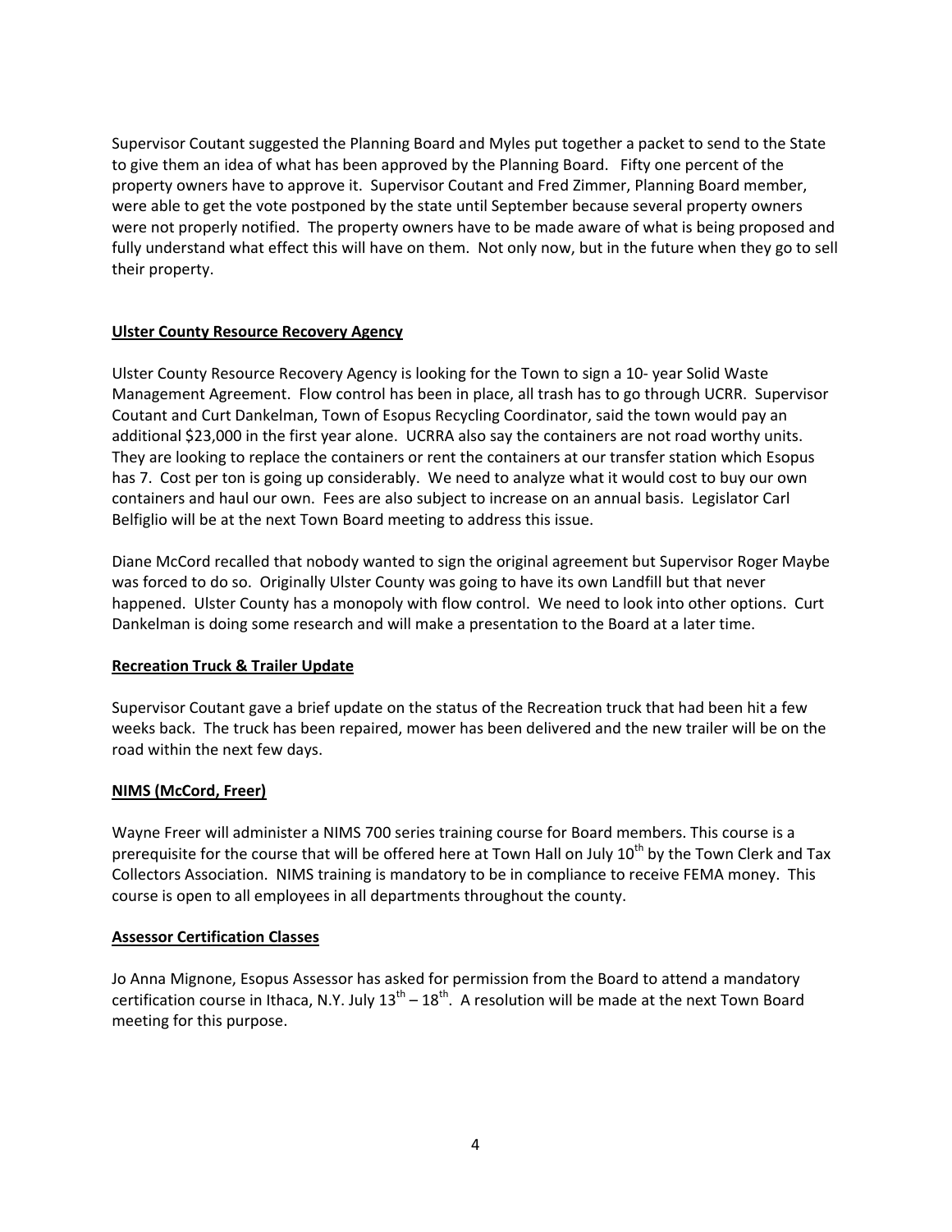Supervisor Coutant suggested the Planning Board and Myles put together a packet to send to the State to give them an idea of what has been approved by the Planning Board. Fifty one percent of the property owners have to approve it. Supervisor Coutant and Fred Zimmer, Planning Board member, were able to get the vote postponed by the state until September because several property owners were not properly notified. The property owners have to be made aware of what is being proposed and fully understand what effect this will have on them. Not only now, but in the future when they go to sell their property.

**Ulster County Resource Recovery Agency**

Ulster County Resource Recovery Agency is looking for the Town to sign a 10- year Solid Waste Management Agreement. Flow control has been in place, all trash has to go through UCRR. Supervisor Coutant and Curt Dankelman, Town of Esopus Recycling Coordinator, said the town would pay an additional $23,000 in the first year alone. UCRRA also say the containers are not road worthy units. They are looking to replace the containers or rent the containers at our transfer station which Esopus has 7. Cost per ton is going up considerably. We need to analyze what it would cost to buy our own containers and haul our own. Fees are also subject to increase on an annual basis. Legislator Carl Belfiglio will be at the next Town Board meeting to address this issue.

Diane McCord recalled that nobody wanted to sign the original agreement but Supervisor Roger Maybe was forced to do so. Originally Ulster County was going to have its own Landfill but that never happened. Ulster County has a monopoly with flow control. We need to look into other options. Curt Dankelman is doing some research and will make a presentation to the Board at a later time.

**Recreation Truck & Trailer Update**

Supervisor Coutant gave a brief update on the status of the Recreation truck that had been hit a few weeks back. The truck has been repaired, mower has been delivered and the new trailer will be on the road within the next few days.

**NIMS (McCord, Freer)**

Wayne Freer will administer a NIMS 700 series training course for Board members. This course is a prerequisite for the course that will be offered here at Town Hall on July 10th by the Town Clerk and Tax Collectors Association. NIMS training is mandatory to be in compliance to receive FEMA money. This course is open to all employees in all departments throughout the county.

**Assessor Certification Classes**

Jo Anna Mignone, Esopus Assessor has asked for permission from the Board to attend a mandatory certification course in Ithaca, N.Y. July 13th – 18th. A resolution will be made at the next Town Board meeting for this purpose.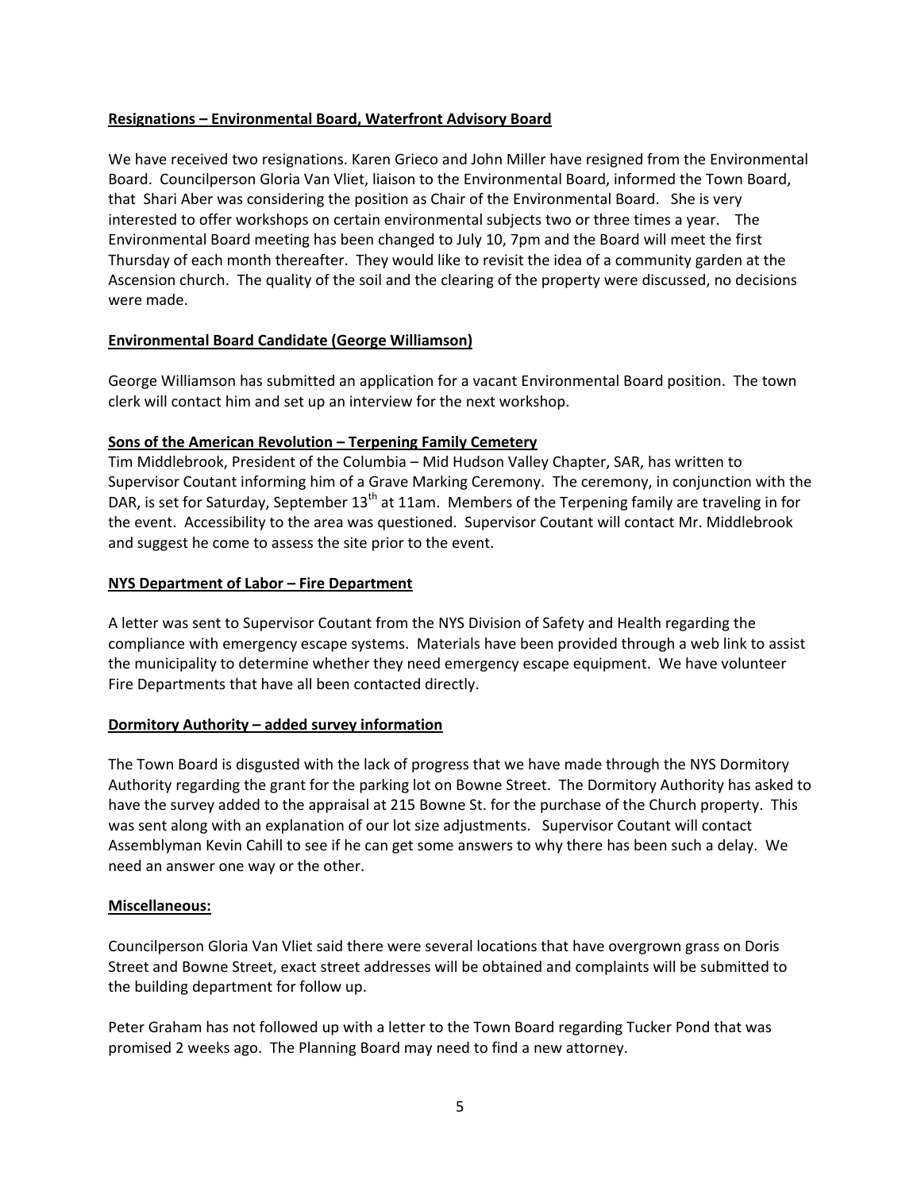**<u>Resignations – Environmental Board, Waterfront Advisory Board</u>**

We have received two resignations. Karen Grieco and John Miller have resigned from the Environmental Board. Councilperson Gloria Van Vliet, liaison to the Environmental Board, informed the Town Board, that Shari Aber was considering the position as Chair of the Environmental Board. She is very interested to offer workshops on certain environmental subjects two or three times a year. The Environmental Board meeting has been changed to July 10, 7pm and the Board will meet the first Thursday of each month thereafter. They would like to revisit the idea of a community garden at the Ascension church. The quality of the soil and the clearing of the property were discussed, no decisions were made.

**<u>Environmental Board Candidate (George Williamson)</u>**

George Williamson has submitted an application for a vacant Environmental Board position. The town clerk will contact him and set up an interview for the next workshop.

**<u>Sons of the American Revolution – Terpening Family Cemetery</u>**

Tim Middlebrook, President of the Columbia – Mid Hudson Valley Chapter, SAR, has written to Supervisor Coutant informing him of a Grave Marking Ceremony. The ceremony, in conjunction with the DAR, is set for Saturday, September 13th at 11am. Members of the Terpening family are traveling in for the event. Accessibility to the area was questioned. Supervisor Coutant will contact Mr. Middlebrook and suggest he come to assess the site prior to the event.

**<u>NYS Department of Labor – Fire Department</u>**

A letter was sent to Supervisor Coutant from the NYS Division of Safety and Health regarding the compliance with emergency escape systems. Materials have been provided through a web link to assist the municipality to determine whether they need emergency escape equipment. We have volunteer Fire Departments that have all been contacted directly.

**<u>Dormitory Authority – added survey information</u>**

The Town Board is disgusted with the lack of progress that we have made through the NYS Dormitory Authority regarding the grant for the parking lot on Bowne Street. The Dormitory Authority has asked to have the survey added to the appraisal at 215 Bowne St. for the purchase of the Church property. This was sent along with an explanation of our lot size adjustments. Supervisor Coutant will contact Assemblyman Kevin Cahill to see if he can get some answers to why there has been such a delay. We need an answer one way or the other.

**<u>Miscellaneous:</u>**

Councilperson Gloria Van Vliet said there were several locations that have overgrown grass on Doris Street and Bowne Street, exact street addresses will be obtained and complaints will be submitted to the building department for follow up.

Peter Graham has not followed up with a letter to the Town Board regarding Tucker Pond that was promised 2 weeks ago. The Planning Board may need to find a new attorney.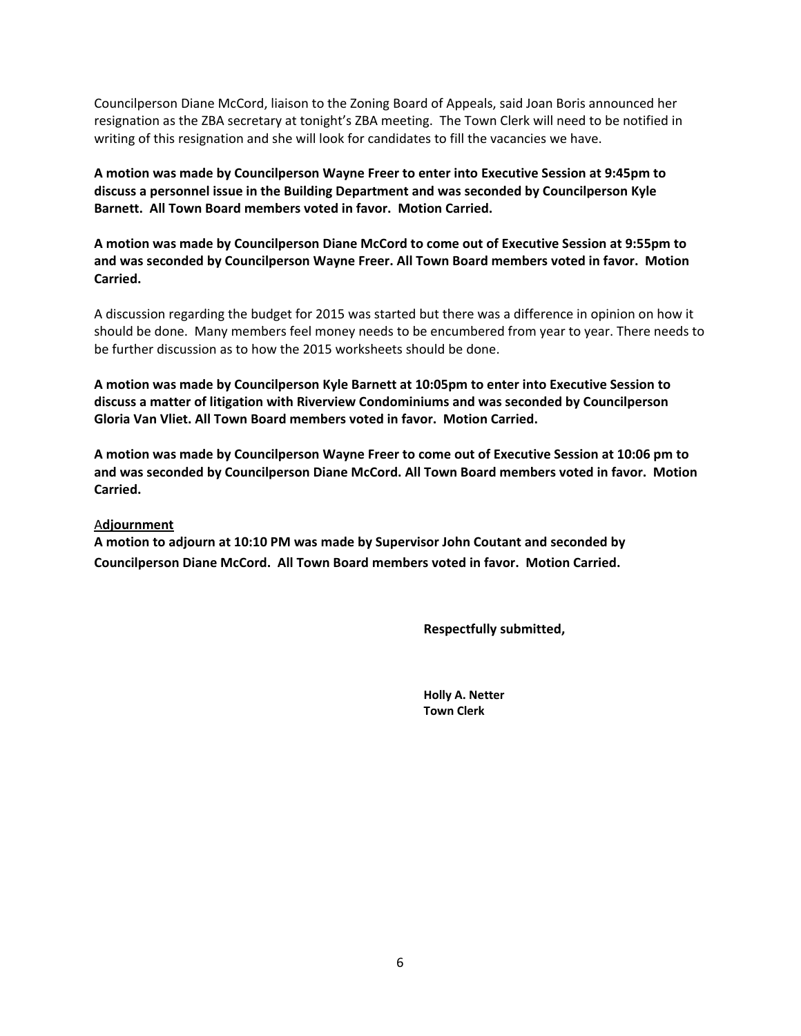Councilperson Diane McCord, liaison to the Zoning Board of Appeals, said Joan Boris announced her resignation as the ZBA secretary at tonight's ZBA meeting. The Town Clerk will need to be notified in writing of this resignation and she will look for candidates to fill the vacancies we have.

**A motion was made by Councilperson Wayne Freer to enter into Executive Session at 9:45pm to discuss a personnel issue in the Building Department and was seconded by Councilperson Kyle Barnett. All Town Board members voted in favor. Motion Carried.**

**A motion was made by Councilperson Diane McCord to come out of Executive Session at 9:55pm to and was seconded by Councilperson Wayne Freer. All Town Board members voted in favor. Motion Carried.**

A discussion regarding the budget for 2015 was started but there was a difference in opinion on how it should be done. Many members feel money needs to be encumbered from year to year. There needs to be further discussion as to how the 2015 worksheets should be done.

**A motion was made by Councilperson Kyle Barnett at 10:05pm to enter into Executive Session to discuss a matter of litigation with Riverview Condominiums and was seconded by Councilperson Gloria Van Vliet. All Town Board members voted in favor. Motion Carried.**

**A motion was made by Councilperson Wayne Freer to come out of Executive Session at 10:06 pm to and was seconded by Councilperson Diane McCord. All Town Board members voted in favor. Motion Carried.**

**Adjournment**

**A motion to adjourn at 10:10 PM was made by Supervisor John Coutant and seconded by Councilperson Diane McCord. All Town Board members voted in favor. Motion Carried.**

**Respectfully submitted,**

**Holly A. Netter**
**Town Clerk**